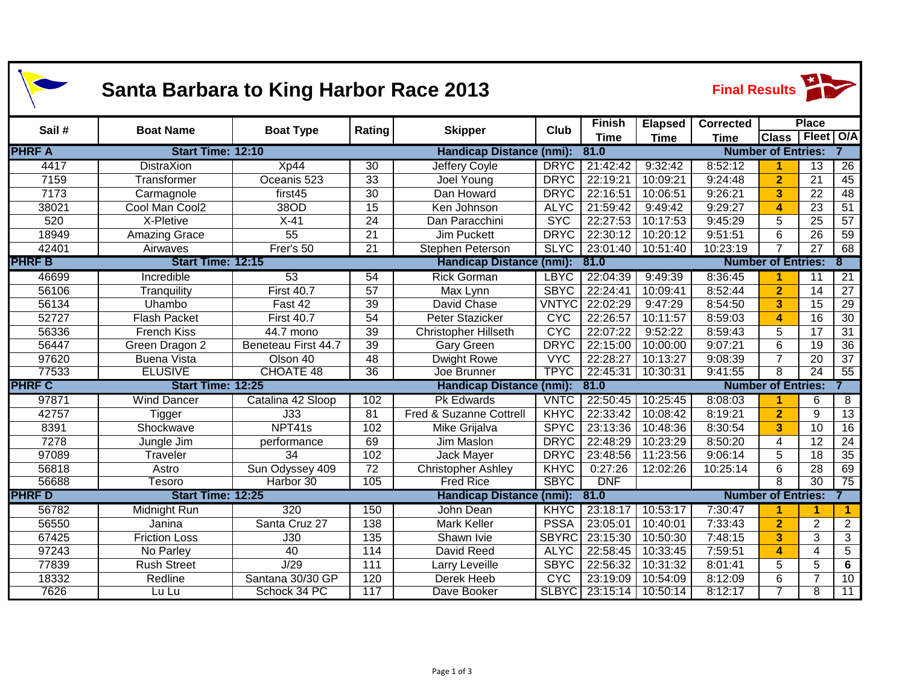# Santa Barbara to King Harbor Race 2013

**Final Results**

| Sail # | Boat Name | Boat Type | Rating | Skipper | Club | Finish Time | Elapsed Time | Corrected Time | Place Class | Place Fleet | Place O/A |
|---|---|---|---|---|---|---|---|---|---|---|---|
| **PHRF A** | **Start Time: 12:10** | | | **Handicap Distance (nmi):** | | **81.0** | | **Number of Entries:** | | | **7** |
| 4417 | DistraXion | Xp44 | 30 | Jeffery Coyle | DRYC | 21:42:42 | 9:32:42 | 8:52:12 | 1 | 13 | 26 |
| 7159 | Transformer | Oceanis 523 | 33 | Joel Young | DRYC | 22:19:21 | 10:09:21 | 9:24:48 | 2 | 21 | 45 |
| 7173 | Carmagnole | first45 | 30 | Dan Howard | DRYC | 22:16:51 | 10:06:51 | 9:26:21 | 3 | 22 | 48 |
| 38021 | Cool Man Cool2 | 38OD | 15 | Ken Johnson | ALYC | 21:59:42 | 9:49:42 | 9:29:27 | 4 | 23 | 51 |
| 520 | X-Pletive | X-41 | 24 | Dan Paracchini | SYC | 22:27:53 | 10:17:53 | 9:45:29 | 5 | 25 | 57 |
| 18949 | Amazing Grace | 55 | 21 | Jim Puckett | DRYC | 22:30:12 | 10:20:12 | 9:51:51 | 6 | 26 | 59 |
| 42401 | Airwaves | Frer's 50 | 21 | Stephen Peterson | SLYC | 23:01:40 | 10:51:40 | 10:23:19 | 7 | 27 | 68 |
| **PHRF B** | **Start Time: 12:15** | | | **Handicap Distance (nmi):** | | **81.0** | | **Number of Entries:** | | | **8** |
| 46699 | Incredible | 53 | 54 | Rick Gorman | LBYC | 22:04:39 | 9:49:39 | 8:36:45 | 1 | 11 | 21 |
| 56106 | Tranquility | First 40.7 | 57 | Max Lynn | SBYC | 22:24:41 | 10:09:41 | 8:52:44 | 2 | 14 | 27 |
| 56134 | Uhambo | Fast 42 | 39 | David Chase | VNTYC | 22:02:29 | 9:47:29 | 8:54:50 | 3 | 15 | 29 |
| 52727 | Flash Packet | First 40.7 | 54 | Peter Stazicker | CYC | 22:26:57 | 10:11:57 | 8:59:03 | 4 | 16 | 30 |
| 56336 | French Kiss | 44.7 mono | 39 | Christopher Hillseth | CYC | 22:07:22 | 9:52:22 | 8:59:43 | 5 | 17 | 31 |
| 56447 | Green Dragon 2 | Beneteau First 44.7 | 39 | Gary Green | DRYC | 22:15:00 | 10:00:00 | 9:07:21 | 6 | 19 | 36 |
| 97620 | Buena Vista | Olson 40 | 48 | Dwight Rowe | VYC | 22:28:27 | 10:13:27 | 9:08:39 | 7 | 20 | 37 |
| 77533 | ELUSIVE | CHOATE 48 | 36 | Joe Brunner | TPYC | 22:45:31 | 10:30:31 | 9:41:55 | 8 | 24 | 55 |
| **PHRF C** | **Start Time: 12:25** | | | **Handicap Distance (nmi):** | | **81.0** | | **Number of Entries:** | | | **7** |
| 97871 | Wind Dancer | Catalina 42 Sloop | 102 | Pk Edwards | VNTC | 22:50:45 | 10:25:45 | 8:08:03 | 1 | 6 | 8 |
| 42757 | Tigger | J33 | 81 | Fred & Suzanne Cottrell | KHYC | 22:33:42 | 10:08:42 | 8:19:21 | 2 | 9 | 13 |
| 8391 | Shockwave | NPT41s | 102 | Mike Grijalva | SPYC | 23:13:36 | 10:48:36 | 8:30:54 | 3 | 10 | 16 |
| 7278 | Jungle Jim | performance | 69 | Jim Maslon | DRYC | 22:48:29 | 10:23:29 | 8:50:20 | 4 | 12 | 24 |
| 97089 | Traveler | 34 | 102 | Jack Mayer | DRYC | 23:48:56 | 11:23:56 | 9:06:14 | 5 | 18 | 35 |
| 56818 | Astro | Sun Odyssey 409 | 72 | Christopher Ashley | KHYC | 0:27:26 | 12:02:26 | 10:25:14 | 6 | 28 | 69 |
| 56688 | Tesoro | Harbor 30 | 105 | Fred Rice | SBYC | DNF | | | 8 | 30 | 75 |
| **PHRF D** | **Start Time: 12:25** | | | **Handicap Distance (nmi):** | | **81.0** | | **Number of Entries:** | | | **7** |
| 56782 | Midnight Run | 320 | 150 | John Dean | KHYC | 23:18:17 | 10:53:17 | 7:30:47 | 1 | 1 | 1 |
| 56550 | Janina | Santa Cruz 27 | 138 | Mark Keller | PSSA | 23:05:01 | 10:40:01 | 7:33:43 | 2 | 2 | 2 |
| 67425 | Friction Loss | J30 | 135 | Shawn Ivie | SBYRC | 23:15:30 | 10:50:30 | 7:48:15 | 3 | 3 | 3 |
| 97243 | No Parley | 40 | 114 | David Reed | ALYC | 22:58:45 | 10:33:45 | 7:59:51 | 4 | 4 | 5 |
| 77839 | Rush Street | J/29 | 111 | Larry Leveille | SBYC | 22:56:32 | 10:31:32 | 8:01:41 | 5 | 5 | 6 |
| 18332 | Redline | Santana 30/30 GP | 120 | Derek Heeb | CYC | 23:19:09 | 10:54:09 | 8:12:09 | 6 | 7 | 10 |
| 7626 | Lu Lu | Schock 34 PC | 117 | Dave Booker | SLBYC | 23:15:14 | 10:50:14 | 8:12:17 | 7 | 8 | 11 |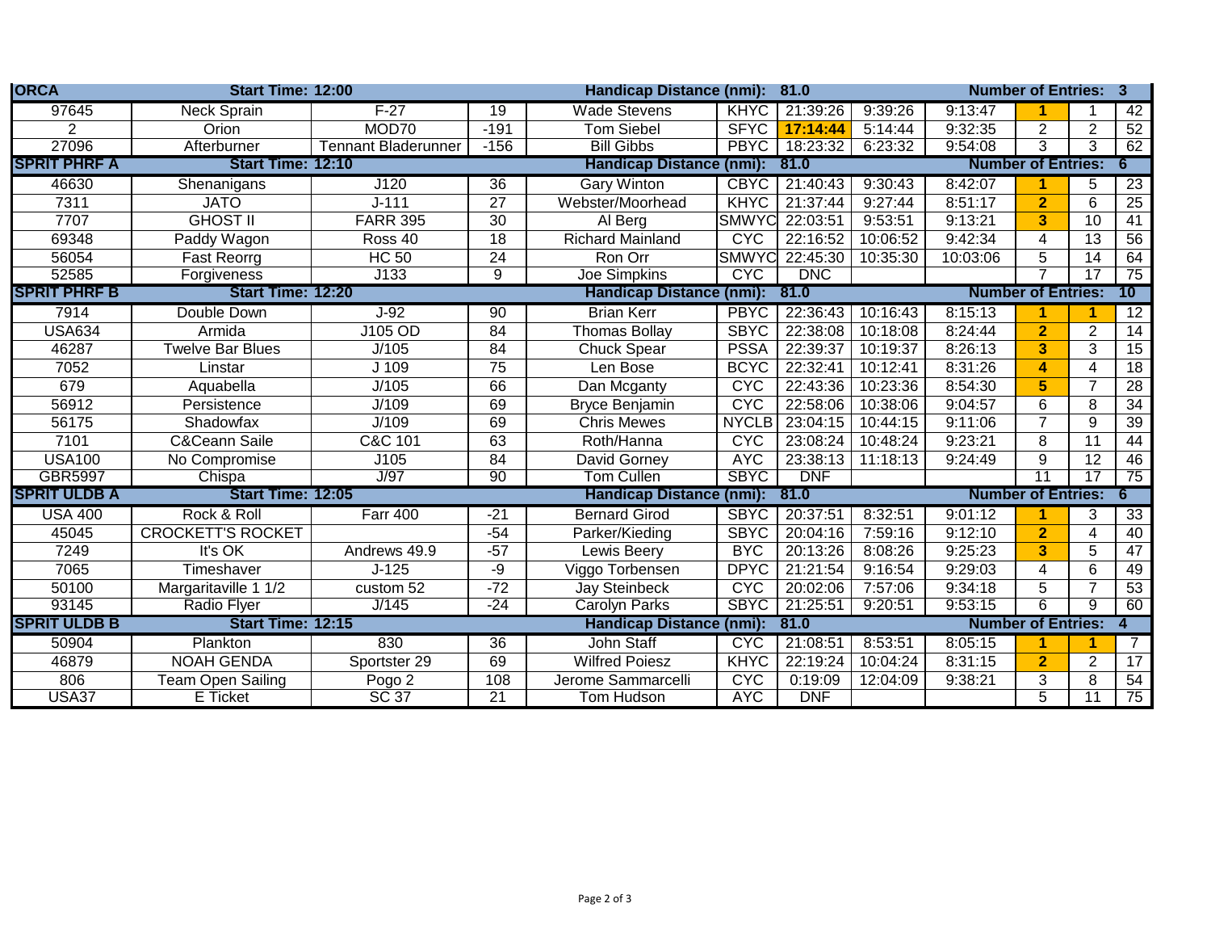| ORCA | | Start Time: 12:00 | | Handicap Distance (nmi): | | 81.0 | | | Number of Entries: | | 3 |
|---|---|---|---|---|---|---|---|---|---|---|---|
| 97645 | Neck Sprain | F-27 | 19 | Wade Stevens | KHYC | 21:39:26 | 9:39:26 | 9:13:47 | **1** | 1 | 42 |
| 2 | Orion | MOD70 | -191 | Tom Siebel | SFYC | **17:14:44** | 5:14:44 | 9:32:35 | 2 | 2 | 52 |
| 27096 | Afterburner | Tennant Bladerunner | -156 | Bill Gibbs | PBYC | 18:23:32 | 6:23:32 | 9:54:08 | 3 | 3 | 62 |
| **SPRIT PHRF A** | | **Start Time: 12:10** | | **Handicap Distance (nmi):** | | **81.0** | | | **Number of Entries:** | | **6** |
| 46630 | Shenanigans | J120 | 36 | Gary Winton | CBYC | 21:40:43 | 9:30:43 | 8:42:07 | **1** | 5 | 23 |
| 7311 | JATO | J-111 | 27 | Webster/Moorhead | KHYC | 21:37:44 | 9:27:44 | 8:51:17 | **2** | 6 | 25 |
| 7707 | GHOST II | FARR 395 | 30 | Al Berg | SMWYC | 22:03:51 | 9:53:51 | 9:13:21 | **3** | 10 | 41 |
| 69348 | Paddy Wagon | Ross 40 | 18 | Richard Mainland | CYC | 22:16:52 | 10:06:52 | 9:42:34 | 4 | 13 | 56 |
| 56054 | Fast Reorrg | HC 50 | 24 | Ron Orr | SMWYC | 22:45:30 | 10:35:30 | 10:03:06 | 5 | 14 | 64 |
| 52585 | Forgiveness | J133 | 9 | Joe Simpkins | CYC | DNC | | | 7 | 17 | 75 |
| **SPRIT PHRF B** | | **Start Time: 12:20** | | **Handicap Distance (nmi):** | | **81.0** | | | **Number of Entries:** | | **10** |
| 7914 | Double Down | J-92 | 90 | Brian Kerr | PBYC | 22:36:43 | 10:16:43 | 8:15:13 | **1** | **1** | 12 |
| USA634 | Armida | J105 OD | 84 | Thomas Bollay | SBYC | 22:38:08 | 10:18:08 | 8:24:44 | **2** | 2 | 14 |
| 46287 | Twelve Bar Blues | J/105 | 84 | Chuck Spear | PSSA | 22:39:37 | 10:19:37 | 8:26:13 | **3** | 3 | 15 |
| 7052 | Linstar | J 109 | 75 | Len Bose | BCYC | 22:32:41 | 10:12:41 | 8:31:26 | **4** | 4 | 18 |
| 679 | Aquabella | J/105 | 66 | Dan Mcganty | CYC | 22:43:36 | 10:23:36 | 8:54:30 | **5** | 7 | 28 |
| 56912 | Persistence | J/109 | 69 | Bryce Benjamin | CYC | 22:58:06 | 10:38:06 | 9:04:57 | 6 | 8 | 34 |
| 56175 | Shadowfax | J/109 | 69 | Chris Mewes | NYCLB | 23:04:15 | 10:44:15 | 9:11:06 | 7 | 9 | 39 |
| 7101 | C&Ceann Saile | C&C 101 | 63 | Roth/Hanna | CYC | 23:08:24 | 10:48:24 | 9:23:21 | 8 | 11 | 44 |
| USA100 | No Compromise | J105 | 84 | David Gorney | AYC | 23:38:13 | 11:18:13 | 9:24:49 | 9 | 12 | 46 |
| GBR5997 | Chispa | J/97 | 90 | Tom Cullen | SBYC | DNF | | | 11 | 17 | 75 |
| **SPRIT ULDB A** | | **Start Time: 12:05** | | **Handicap Distance (nmi):** | | **81.0** | | | **Number of Entries:** | | **6** |
| USA 400 | Rock & Roll | Farr 400 | -21 | Bernard Girod | SBYC | 20:37:51 | 8:32:51 | 9:01:12 | **1** | 3 | 33 |
| 45045 | CROCKETT'S ROCKET | | -54 | Parker/Kieding | SBYC | 20:04:16 | 7:59:16 | 9:12:10 | **2** | 4 | 40 |
| 7249 | It's OK | Andrews 49.9 | -57 | Lewis Beery | BYC | 20:13:26 | 8:08:26 | 9:25:23 | **3** | 5 | 47 |
| 7065 | Timeshaver | J-125 | -9 | Viggo Torbensen | DPYC | 21:21:54 | 9:16:54 | 9:29:03 | 4 | 6 | 49 |
| 50100 | Margaritaville 1 1/2 | custom 52 | -72 | Jay Steinbeck | CYC | 20:02:06 | 7:57:06 | 9:34:18 | 5 | 7 | 53 |
| 93145 | Radio Flyer | J/145 | -24 | Carolyn Parks | SBYC | 21:25:51 | 9:20:51 | 9:53:15 | 6 | 9 | 60 |
| **SPRIT ULDB B** | | **Start Time: 12:15** | | **Handicap Distance (nmi):** | | **81.0** | | | **Number of Entries:** | | **4** |
| 50904 | Plankton | 830 | 36 | John Staff | CYC | 21:08:51 | 8:53:51 | 8:05:15 | **1** | **1** | 7 |
| 46879 | NOAH GENDA | Sportster 29 | 69 | Wilfred Poiesz | KHYC | 22:19:24 | 10:04:24 | 8:31:15 | **2** | 2 | 17 |
| 806 | Team Open Sailing | Pogo 2 | 108 | Jerome Sammarcelli | CYC | 0:19:09 | 12:04:09 | 9:38:21 | 3 | 8 | 54 |
| USA37 | E Ticket | SC 37 | 21 | Tom Hudson | AYC | DNF | | | 5 | 11 | 75 |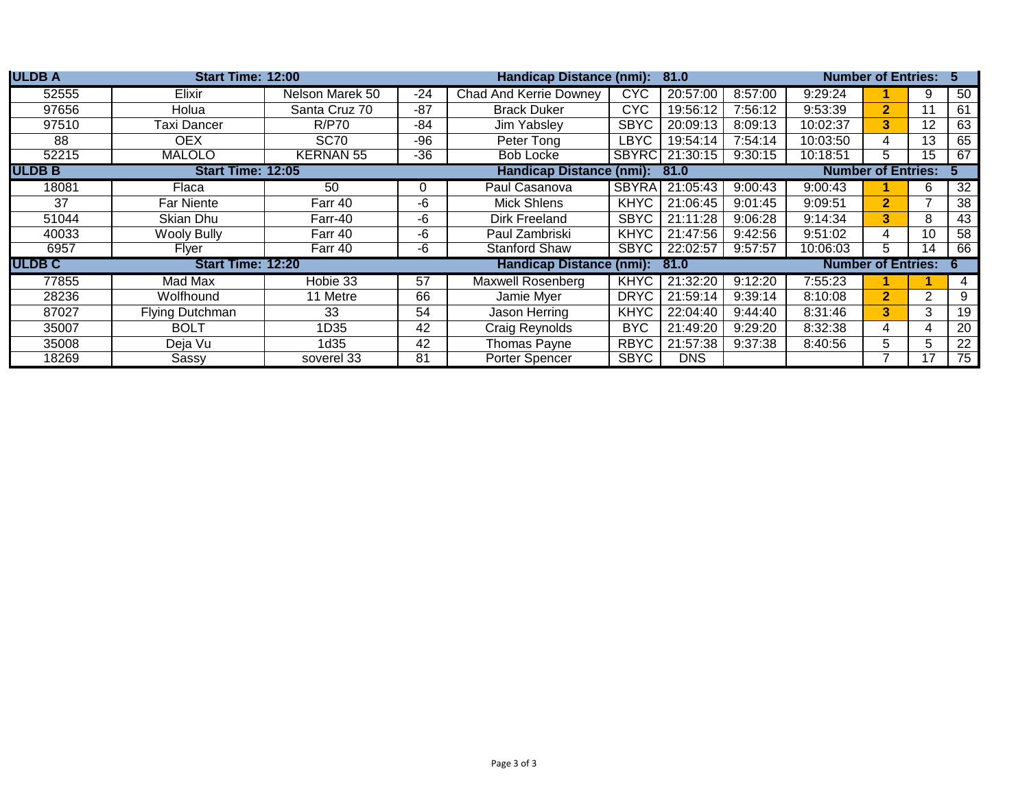| | | | | | | | | | | | |
|---|---|---|---|---|---|---|---|---|---|---|---|
| **ULDB A** | **Start Time: 12:00** | | | **Handicap Distance (nmi):** | | **81.0** | | | **Number of Entries:** | | **5** |
| 52555 | Elixir | Nelson Marek 50 | -24 | Chad And Kerrie Downey | CYC | 20:57:00 | 8:57:00 | 9:29:24 | **1** | 9 | 50 |
| 97656 | Holua | Santa Cruz 70 | -87 | Brack Duker | CYC | 19:56:12 | 7:56:12 | 9:53:39 | **2** | 11 | 61 |
| 97510 | Taxi Dancer | R/P70 | -84 | Jim Yabsley | SBYC | 20:09:13 | 8:09:13 | 10:02:37 | **3** | 12 | 63 |
| 88 | OEX | SC70 | -96 | Peter Tong | LBYC | 19:54:14 | 7:54:14 | 10:03:50 | 4 | 13 | 65 |
| 52215 | MALOLO | KERNAN 55 | -36 | Bob Locke | SBYRC | 21:30:15 | 9:30:15 | 10:18:51 | 5 | 15 | 67 |
| **ULDB B** | **Start Time: 12:05** | | | **Handicap Distance (nmi):** | | **81.0** | | | **Number of Entries:** | | **5** |
| 18081 | Flaca | 50 | 0 | Paul Casanova | SBYRA | 21:05:43 | 9:00:43 | 9:00:43 | **1** | 6 | 32 |
| 37 | Far Niente | Farr 40 | -6 | Mick Shlens | KHYC | 21:06:45 | 9:01:45 | 9:09:51 | **2** | 7 | 38 |
| 51044 | Skian Dhu | Farr-40 | -6 | Dirk Freeland | SBYC | 21:11:28 | 9:06:28 | 9:14:34 | **3** | 8 | 43 |
| 40033 | Wooly Bully | Farr 40 | -6 | Paul Zambriski | KHYC | 21:47:56 | 9:42:56 | 9:51:02 | 4 | 10 | 58 |
| 6957 | Flyer | Farr 40 | -6 | Stanford Shaw | SBYC | 22:02:57 | 9:57:57 | 10:06:03 | 5 | 14 | 66 |
| **ULDB C** | **Start Time: 12:20** | | | **Handicap Distance (nmi):** | | **81.0** | | | **Number of Entries:** | | **6** |
| 77855 | Mad Max | Hobie 33 | 57 | Maxwell Rosenberg | KHYC | 21:32:20 | 9:12:20 | 7:55:23 | **1** | **1** | 4 |
| 28236 | Wolfhound | 11 Metre | 66 | Jamie Myer | DRYC | 21:59:14 | 9:39:14 | 8:10:08 | **2** | 2 | 9 |
| 87027 | Flying Dutchman | 33 | 54 | Jason Herring | KHYC | 22:04:40 | 9:44:40 | 8:31:46 | **3** | 3 | 19 |
| 35007 | BOLT | 1D35 | 42 | Craig Reynolds | BYC | 21:49:20 | 9:29:20 | 8:32:38 | 4 | 4 | 20 |
| 35008 | Deja Vu | 1d35 | 42 | Thomas Payne | RBYC | 21:57:38 | 9:37:38 | 8:40:56 | 5 | 5 | 22 |
| 18269 | Sassy | soverel 33 | 81 | Porter Spencer | SBYC | DNS | | | 7 | 17 | 75 |